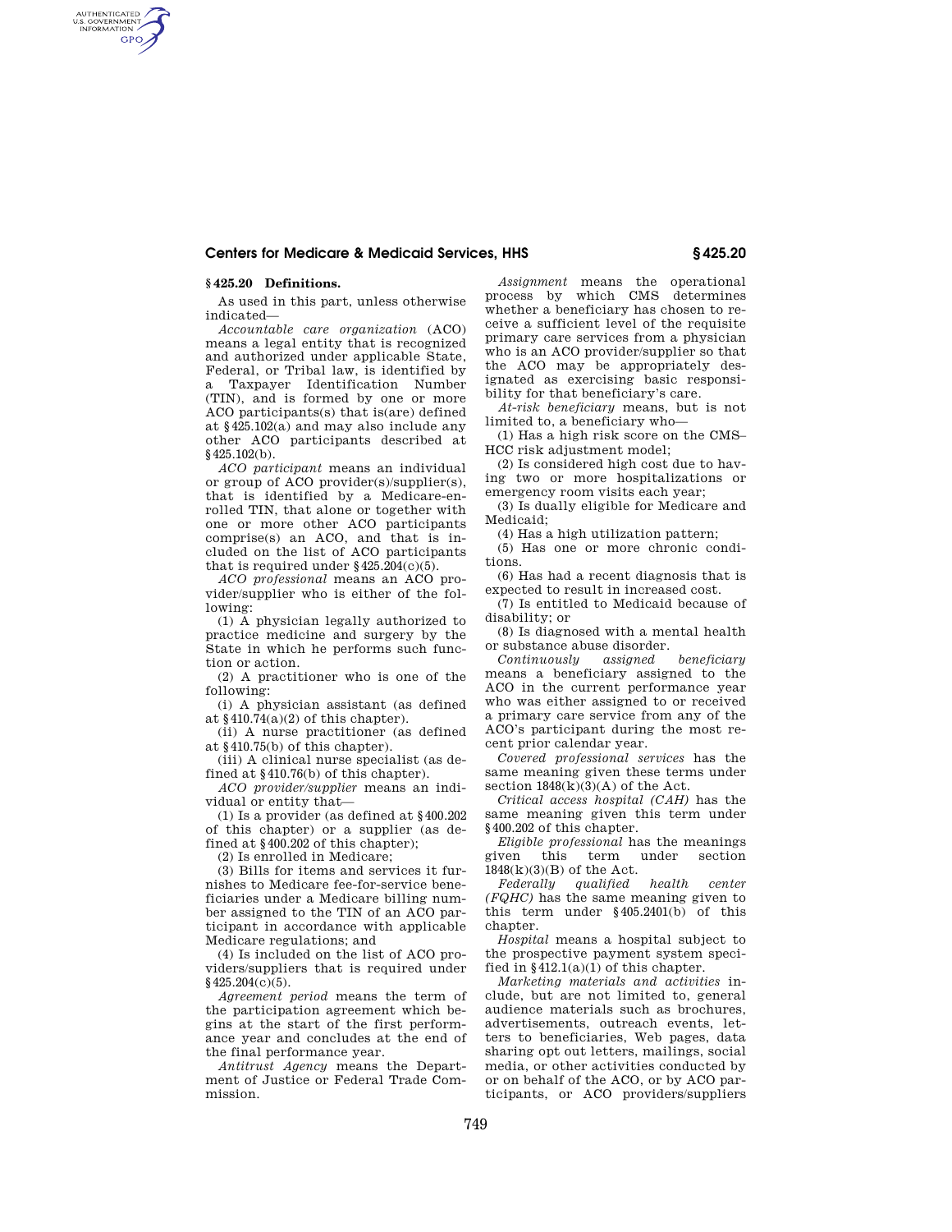## § 425.20 Definitions.

As used in this part, unless otherwise indicated—

*Accountable care organization* (ACO) means a legal entity that is recognized and authorized under applicable State, Federal, or Tribal law, is identified by a Taxpayer Identification Number (TIN), and is formed by one or more ACO participants(s) that is(are) defined at § 425.102(a) and may also include any other ACO participants described at § 425.102(b).

*ACO participant* means an individual or group of ACO provider(s)/supplier(s), that is identified by a Medicare-enrolled TIN, that alone or together with one or more other ACO participants comprise(s) an ACO, and that is included on the list of ACO participants that is required under § 425.204(c)(5).

*ACO professional* means an ACO provider/supplier who is either of the following:

(1) A physician legally authorized to practice medicine and surgery by the State in which he performs such function or action.

(2) A practitioner who is one of the following:

(i) A physician assistant (as defined at § 410.74(a)(2) of this chapter).

(ii) A nurse practitioner (as defined at § 410.75(b) of this chapter).

(iii) A clinical nurse specialist (as defined at § 410.76(b) of this chapter).

*ACO provider/supplier* means an individual or entity that—

(1) Is a provider (as defined at § 400.202 of this chapter) or a supplier (as defined at § 400.202 of this chapter);

(2) Is enrolled in Medicare;

(3) Bills for items and services it furnishes to Medicare fee-for-service beneficiaries under a Medicare billing number assigned to the TIN of an ACO participant in accordance with applicable Medicare regulations; and

(4) Is included on the list of ACO providers/suppliers that is required under § 425.204(c)(5).

*Agreement period* means the term of the participation agreement which begins at the start of the first performance year and concludes at the end of the final performance year.

*Antitrust Agency* means the Department of Justice or Federal Trade Commission.

*Assignment* means the operational process by which CMS determines whether a beneficiary has chosen to receive a sufficient level of the requisite primary care services from a physician who is an ACO provider/supplier so that the ACO may be appropriately designated as exercising basic responsibility for that beneficiary's care.

*At-risk beneficiary* means, but is not limited to, a beneficiary who—

(1) Has a high risk score on the CMS–HCC risk adjustment model;

(2) Is considered high cost due to having two or more hospitalizations or emergency room visits each year;

(3) Is dually eligible for Medicare and Medicaid;

(4) Has a high utilization pattern;

(5) Has one or more chronic conditions.

(6) Has had a recent diagnosis that is expected to result in increased cost.

(7) Is entitled to Medicaid because of disability; or

(8) Is diagnosed with a mental health or substance abuse disorder.

*Continuously assigned beneficiary* means a beneficiary assigned to the ACO in the current performance year who was either assigned to or received a primary care service from any of the ACO's participant during the most recent prior calendar year.

*Covered professional services* has the same meaning given these terms under section 1848(k)(3)(A) of the Act.

*Critical access hospital (CAH)* has the same meaning given this term under § 400.202 of this chapter.

*Eligible professional* has the meanings given this term under section 1848(k)(3)(B) of the Act.

*Federally qualified health center (FQHC)* has the same meaning given to this term under § 405.2401(b) of this chapter.

*Hospital* means a hospital subject to the prospective payment system specified in § 412.1(a)(1) of this chapter.

*Marketing materials and activities* include, but are not limited to, general audience materials such as brochures, advertisements, outreach events, letters to beneficiaries, Web pages, data sharing opt out letters, mailings, social media, or other activities conducted by or on behalf of the ACO, or by ACO participants, or ACO providers/suppliers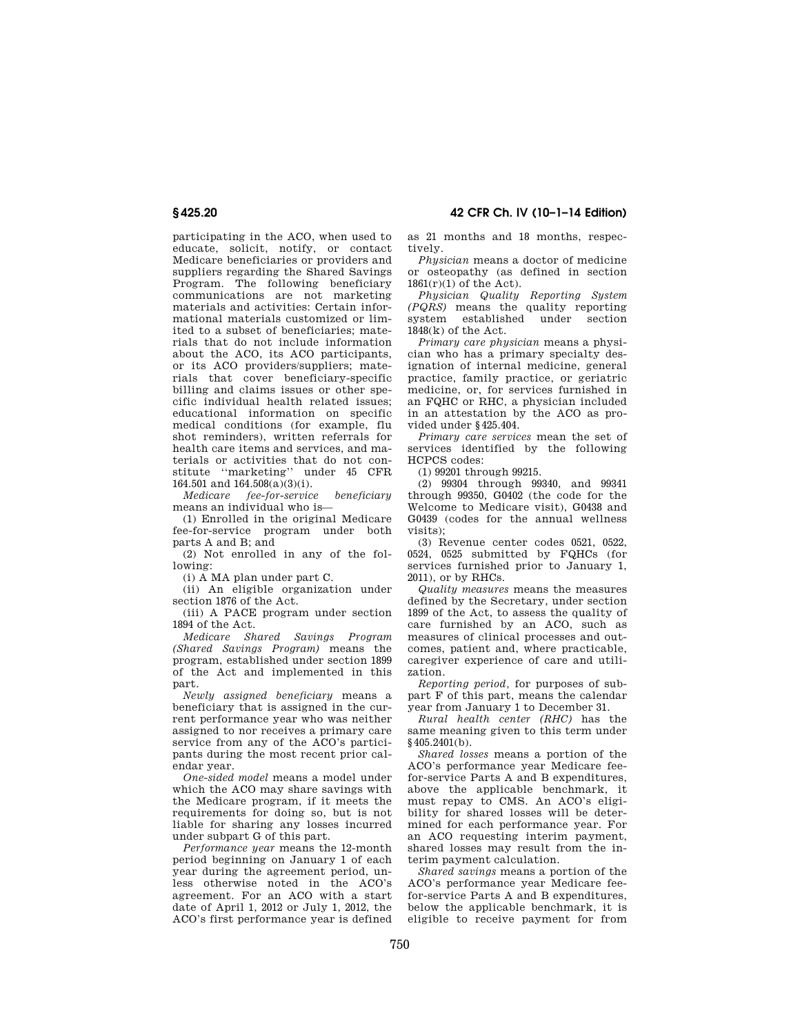participating in the ACO, when used to educate, solicit, notify, or contact Medicare beneficiaries or providers and suppliers regarding the Shared Savings Program. The following beneficiary communications are not marketing materials and activities: Certain informational materials customized or limited to a subset of beneficiaries; materials that do not include information about the ACO, its ACO participants, or its ACO providers/suppliers; materials that cover beneficiary-specific billing and claims issues or other specific individual health related issues; educational information on specific medical conditions (for example, flu shot reminders), written referrals for health care items and services, and materials or activities that do not constitute ''marketing'' under 45 CFR 164.501 and 164.508(a)(3)(i).

*Medicare fee-for-service beneficiary* means an individual who is—

(1) Enrolled in the original Medicare fee-for-service program under both parts A and B; and

(2) Not enrolled in any of the following:

(i) A MA plan under part C.

(ii) An eligible organization under section 1876 of the Act.

(iii) A PACE program under section 1894 of the Act.

*Medicare Shared Savings Program (Shared Savings Program)* means the program, established under section 1899 of the Act and implemented in this part.

*Newly assigned beneficiary* means a beneficiary that is assigned in the current performance year who was neither assigned to nor receives a primary care service from any of the ACO's participants during the most recent prior calendar year.

*One-sided model* means a model under which the ACO may share savings with the Medicare program, if it meets the requirements for doing so, but is not liable for sharing any losses incurred under subpart G of this part.

*Performance year* means the 12-month period beginning on January 1 of each year during the agreement period, unless otherwise noted in the ACO's agreement. For an ACO with a start date of April 1, 2012 or July 1, 2012, the ACO's first performance year is defined as 21 months and 18 months, respectively.

*Physician* means a doctor of medicine or osteopathy (as defined in section 1861(r)(1) of the Act).

*Physician Quality Reporting System (PQRS)* means the quality reporting system established under section 1848(k) of the Act.

*Primary care physician* means a physician who has a primary specialty designation of internal medicine, general practice, family practice, or geriatric medicine, or, for services furnished in an FQHC or RHC, a physician included in an attestation by the ACO as provided under §425.404.

*Primary care services* mean the set of services identified by the following HCPCS codes:

(1) 99201 through 99215.

(2) 99304 through 99340, and 99341 through 99350, G0402 (the code for the Welcome to Medicare visit), G0438 and G0439 (codes for the annual wellness visits);

(3) Revenue center codes 0521, 0522, 0524, 0525 submitted by FQHCs (for services furnished prior to January 1, 2011), or by RHCs.

*Quality measures* means the measures defined by the Secretary, under section 1899 of the Act, to assess the quality of care furnished by an ACO, such as measures of clinical processes and outcomes, patient and, where practicable, caregiver experience of care and utilization.

*Reporting period*, for purposes of subpart F of this part, means the calendar year from January 1 to December 31.

*Rural health center (RHC)* has the same meaning given to this term under §405.2401(b).

*Shared losses* means a portion of the ACO's performance year Medicare fee-for-service Parts A and B expenditures, above the applicable benchmark, it must repay to CMS. An ACO's eligibility for shared losses will be determined for each performance year. For an ACO requesting interim payment, shared losses may result from the interim payment calculation.

*Shared savings* means a portion of the ACO's performance year Medicare fee-for-service Parts A and B expenditures, below the applicable benchmark, it is eligible to receive payment for from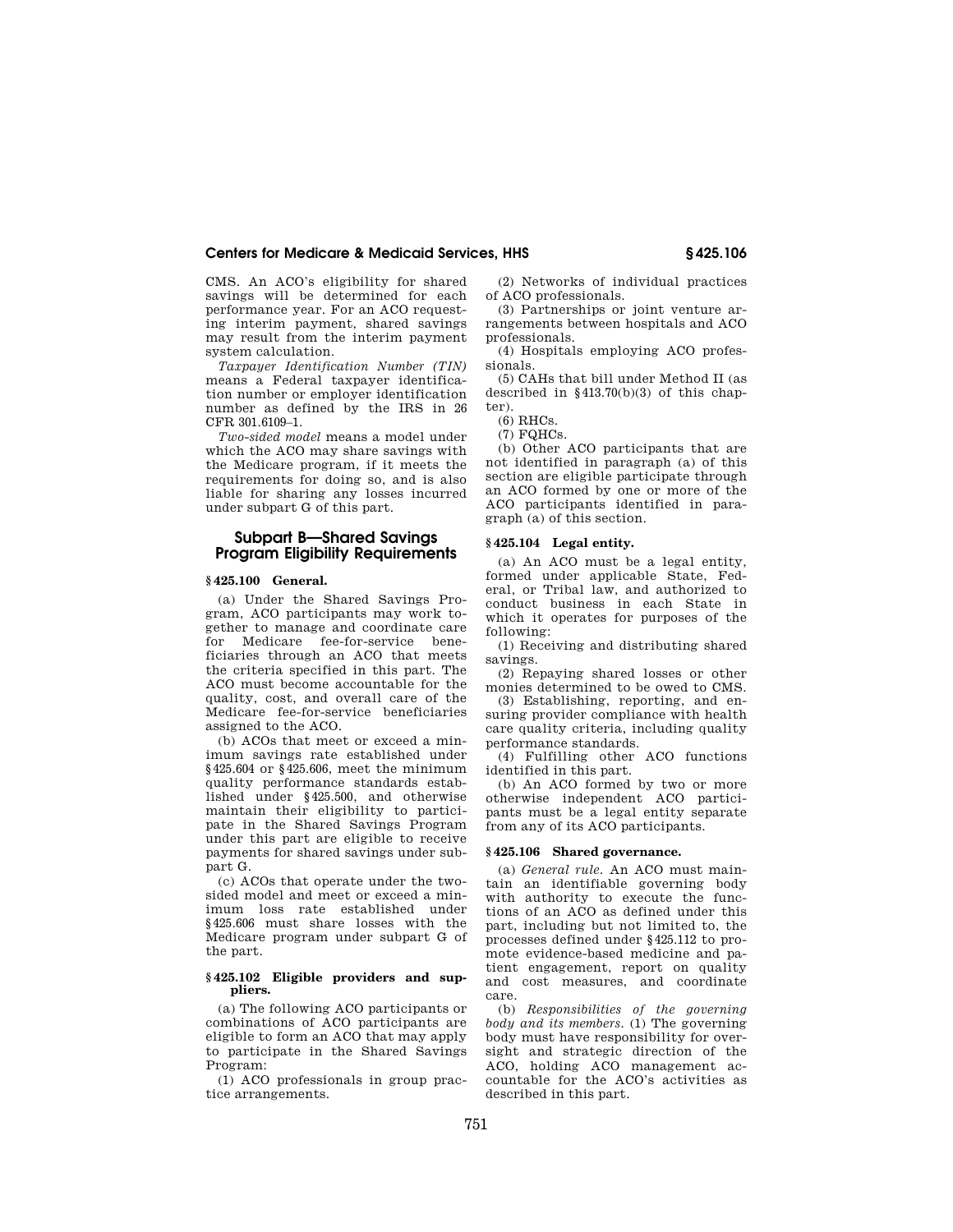CMS. An ACO's eligibility for shared savings will be determined for each performance year. For an ACO requesting interim payment, shared savings may result from the interim payment system calculation.

*Taxpayer Identification Number (TIN)* means a Federal taxpayer identification number or employer identification number as defined by the IRS in 26 CFR 301.6109–1.

*Two-sided model* means a model under which the ACO may share savings with the Medicare program, if it meets the requirements for doing so, and is also liable for sharing any losses incurred under subpart G of this part.

## Subpart B—Shared Savings Program Eligibility Requirements

### § 425.100 General.

(a) Under the Shared Savings Program, ACO participants may work together to manage and coordinate care for Medicare fee-for-service beneficiaries through an ACO that meets the criteria specified in this part. The ACO must become accountable for the quality, cost, and overall care of the Medicare fee-for-service beneficiaries assigned to the ACO.

(b) ACOs that meet or exceed a minimum savings rate established under § 425.604 or § 425.606, meet the minimum quality performance standards established under § 425.500, and otherwise maintain their eligibility to participate in the Shared Savings Program under this part are eligible to receive payments for shared savings under subpart G.

(c) ACOs that operate under the two-sided model and meet or exceed a minimum loss rate established under § 425.606 must share losses with the Medicare program under subpart G of the part.

### § 425.102 Eligible providers and suppliers.

(a) The following ACO participants or combinations of ACO participants are eligible to form an ACO that may apply to participate in the Shared Savings Program:

(1) ACO professionals in group practice arrangements.

(2) Networks of individual practices of ACO professionals.

(3) Partnerships or joint venture arrangements between hospitals and ACO professionals.

(4) Hospitals employing ACO professionals.

(5) CAHs that bill under Method II (as described in § 413.70(b)(3) of this chapter).

(6) RHCs.

(7) FQHCs.

(b) Other ACO participants that are not identified in paragraph (a) of this section are eligible participate through an ACO formed by one or more of the ACO participants identified in paragraph (a) of this section.

### § 425.104 Legal entity.

(a) An ACO must be a legal entity, formed under applicable State, Federal, or Tribal law, and authorized to conduct business in each State in which it operates for purposes of the following:

(1) Receiving and distributing shared savings.

(2) Repaying shared losses or other monies determined to be owed to CMS.

(3) Establishing, reporting, and ensuring provider compliance with health care quality criteria, including quality performance standards.

(4) Fulfilling other ACO functions identified in this part.

(b) An ACO formed by two or more otherwise independent ACO participants must be a legal entity separate from any of its ACO participants.

### § 425.106 Shared governance.

(a) *General rule.* An ACO must maintain an identifiable governing body with authority to execute the functions of an ACO as defined under this part, including but not limited to, the processes defined under § 425.112 to promote evidence-based medicine and patient engagement, report on quality and cost measures, and coordinate care.

(b) *Responsibilities of the governing body and its members.* (1) The governing body must have responsibility for oversight and strategic direction of the ACO, holding ACO management accountable for the ACO's activities as described in this part.